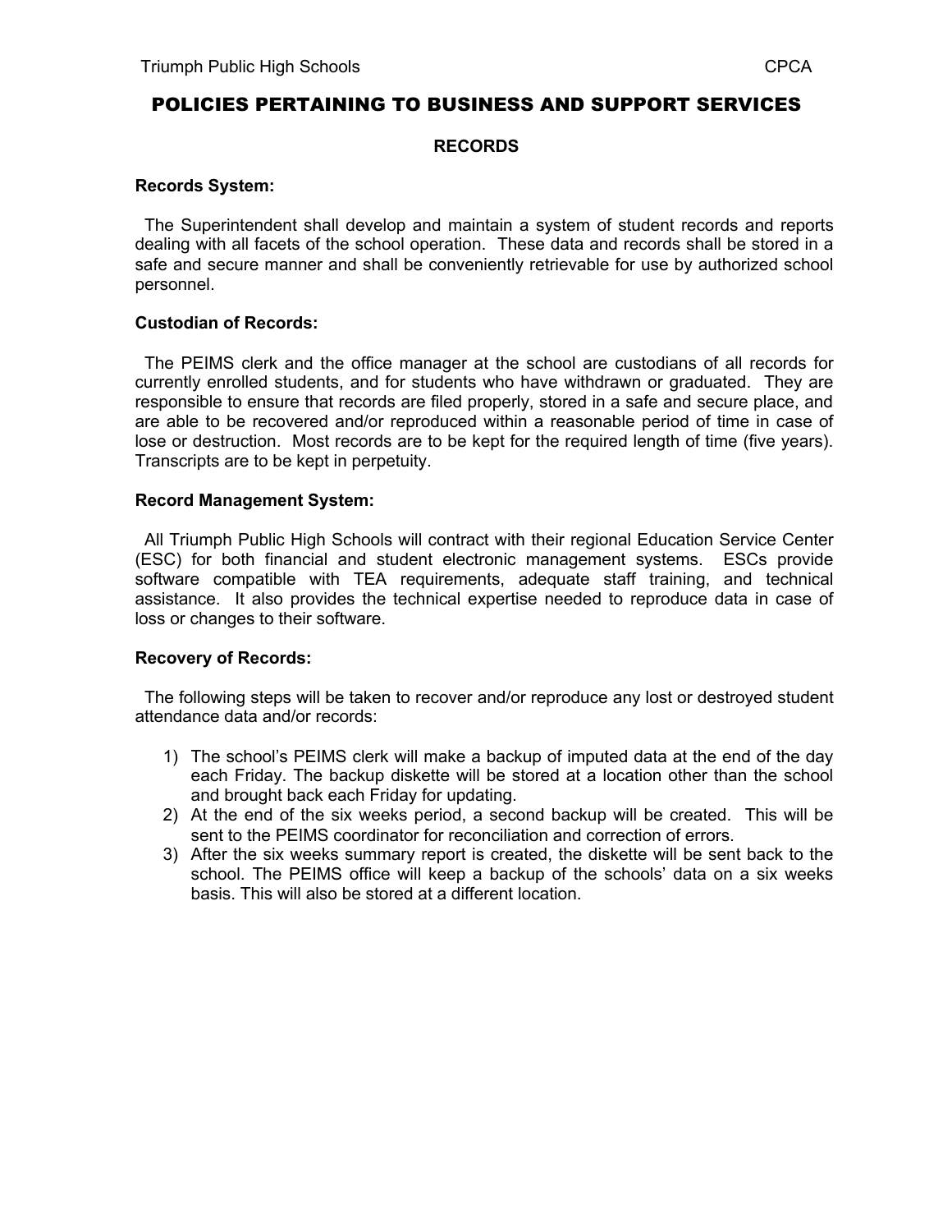# POLICIES PERTAINING TO BUSINESS AND SUPPORT SERVICES

## RECORDS

**Records System:**

The Superintendent shall develop and maintain a system of student records and reports dealing with all facets of the school operation. These data and records shall be stored in a safe and secure manner and shall be conveniently retrievable for use by authorized school personnel.

**Custodian of Records:**

The PEIMS clerk and the office manager at the school are custodians of all records for currently enrolled students, and for students who have withdrawn or graduated. They are responsible to ensure that records are filed properly, stored in a safe and secure place, and are able to be recovered and/or reproduced within a reasonable period of time in case of lose or destruction. Most records are to be kept for the required length of time (five years). Transcripts are to be kept in perpetuity.

**Record Management System:**

All Triumph Public High Schools will contract with their regional Education Service Center (ESC) for both financial and student electronic management systems. ESCs provide software compatible with TEA requirements, adequate staff training, and technical assistance. It also provides the technical expertise needed to reproduce data in case of loss or changes to their software.

**Recovery of Records:**

The following steps will be taken to recover and/or reproduce any lost or destroyed student attendance data and/or records:

1) The school's PEIMS clerk will make a backup of imputed data at the end of the day each Friday. The backup diskette will be stored at a location other than the school and brought back each Friday for updating.
2) At the end of the six weeks period, a second backup will be created. This will be sent to the PEIMS coordinator for reconciliation and correction of errors.
3) After the six weeks summary report is created, the diskette will be sent back to the school. The PEIMS office will keep a backup of the schools' data on a six weeks basis. This will also be stored at a different location.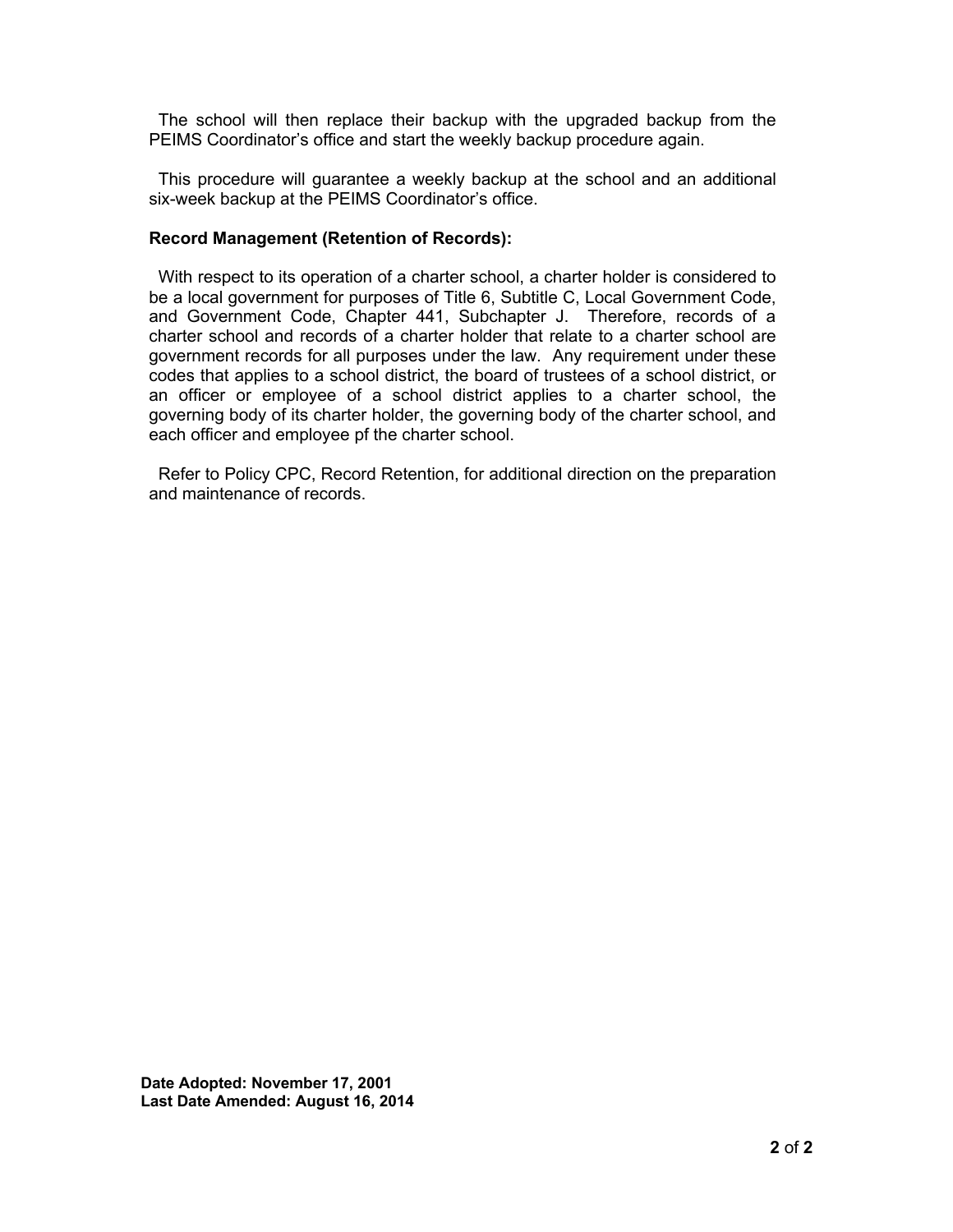The school will then replace their backup with the upgraded backup from the PEIMS Coordinator's office and start the weekly backup procedure again.

This procedure will guarantee a weekly backup at the school and an additional six-week backup at the PEIMS Coordinator's office.

**Record Management (Retention of Records):**

With respect to its operation of a charter school, a charter holder is considered to be a local government for purposes of Title 6, Subtitle C, Local Government Code, and Government Code, Chapter 441, Subchapter J. Therefore, records of a charter school and records of a charter holder that relate to a charter school are government records for all purposes under the law. Any requirement under these codes that applies to a school district, the board of trustees of a school district, or an officer or employee of a school district applies to a charter school, the governing body of its charter holder, the governing body of the charter school, and each officer and employee pf the charter school.

Refer to Policy CPC, Record Retention, for additional direction on the preparation and maintenance of records.

**Date Adopted: November 17, 2001**
**Last Date Amended: August 16, 2014**